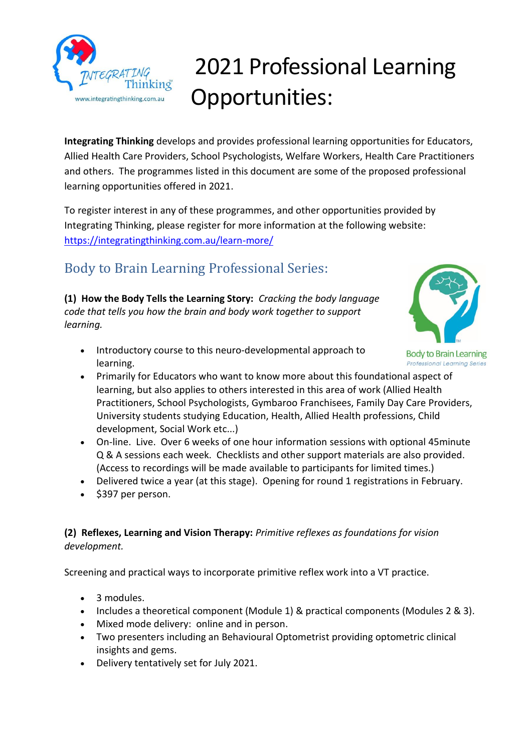# 2021 Professional Learning Opportunities:

**Integrating Thinking** develops and provides professional learning opportunities for Educators, Allied Health Care Providers, School Psychologists, Welfare Workers, Health Care Practitioners and others. The programmes listed in this document are some of the proposed professional learning opportunities offered in 2021.

To register interest in any of these programmes, and other opportunities provided by Integrating Thinking, please register for more information at the following website: [https://integratingthinking.com.au/learn-more/](https://integratingthinking.com.au/learn-more/)

## Body to Brain Learning Professional Series:

**(1) How the Body Tells the Learning Story:** *Cracking the body language code that tells you how the brain and body work together to support learning.*

- Introductory course to this neuro-developmental approach to learning.
- Primarily for Educators who want to know more about this foundational aspect of learning, but also applies to others interested in this area of work (Allied Health Practitioners, School Psychologists, Gymbaroo Franchisees, Family Day Care Providers, University students studying Education, Health, Allied Health professions, Child development, Social Work etc...)
- On-line. Live. Over 6 weeks of one hour information sessions with optional 45minute Q & A sessions each week. Checklists and other support materials are also provided. (Access to recordings will be made available to participants for limited times.)
- Delivered twice a year (at this stage). Opening for round 1 registrations in February.
- $397 per person.

**(2) Reflexes, Learning and Vision Therapy:** *Primitive reflexes as foundations for vision development.*

Screening and practical ways to incorporate primitive reflex work into a VT practice.

- 3 modules.
- Includes a theoretical component (Module 1) & practical components (Modules 2 & 3).
- Mixed mode delivery: online and in person.
- Two presenters including an Behavioural Optometrist providing optometric clinical insights and gems.
- Delivery tentatively set for July 2021.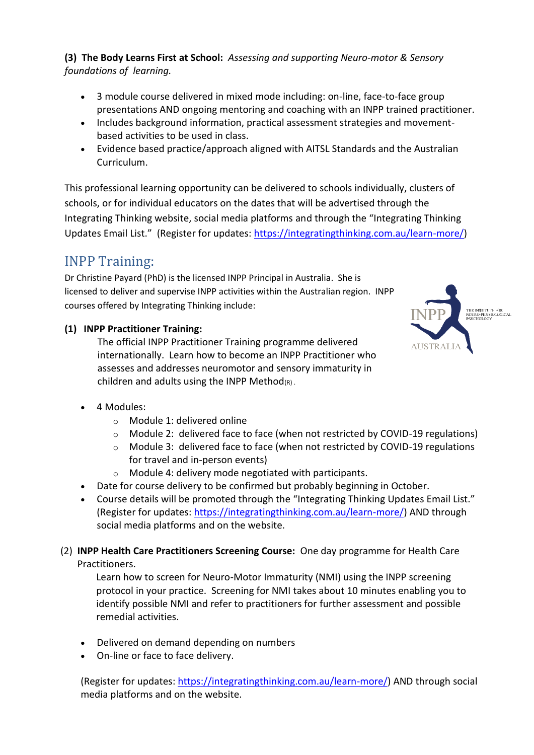**(3) The Body Learns First at School:** *Assessing and supporting Neuro-motor & Sensory foundations of learning.*

- 3 module course delivered in mixed mode including: on-line, face-to-face group presentations AND ongoing mentoring and coaching with an INPP trained practitioner.
- Includes background information, practical assessment strategies and movement-based activities to be used in class.
- Evidence based practice/approach aligned with AITSL Standards and the Australian Curriculum.

This professional learning opportunity can be delivered to schools individually, clusters of schools, or for individual educators on the dates that will be advertised through the Integrating Thinking website, social media platforms and through the "Integrating Thinking Updates Email List." (Register for updates: https://integratingthinking.com.au/learn-more/)

## INPP Training:

Dr Christine Payard (PhD) is the licensed INPP Principal in Australia. She is licensed to deliver and supervise INPP activities within the Australian region. INPP courses offered by Integrating Thinking include:

**(1) INPP Practitioner Training:**

The official INPP Practitioner Training programme delivered internationally. Learn how to become an INPP Practitioner who assesses and addresses neuromotor and sensory immaturity in children and adults using the INPP Method(R).

- 4 Modules:
  - Module 1: delivered online
  - Module 2: delivered face to face (when not restricted by COVID-19 regulations)
  - Module 3: delivered face to face (when not restricted by COVID-19 regulations for travel and in-person events)
  - Module 4: delivery mode negotiated with participants.
- Date for course delivery to be confirmed but probably beginning in October.
- Course details will be promoted through the "Integrating Thinking Updates Email List." (Register for updates: https://integratingthinking.com.au/learn-more/) AND through social media platforms and on the website.

(2) **INPP Health Care Practitioners Screening Course:** One day programme for Health Care Practitioners.

Learn how to screen for Neuro-Motor Immaturity (NMI) using the INPP screening protocol in your practice. Screening for NMI takes about 10 minutes enabling you to identify possible NMI and refer to practitioners for further assessment and possible remedial activities.

- Delivered on demand depending on numbers
- On-line or face to face delivery.

(Register for updates: https://integratingthinking.com.au/learn-more/) AND through social media platforms and on the website.